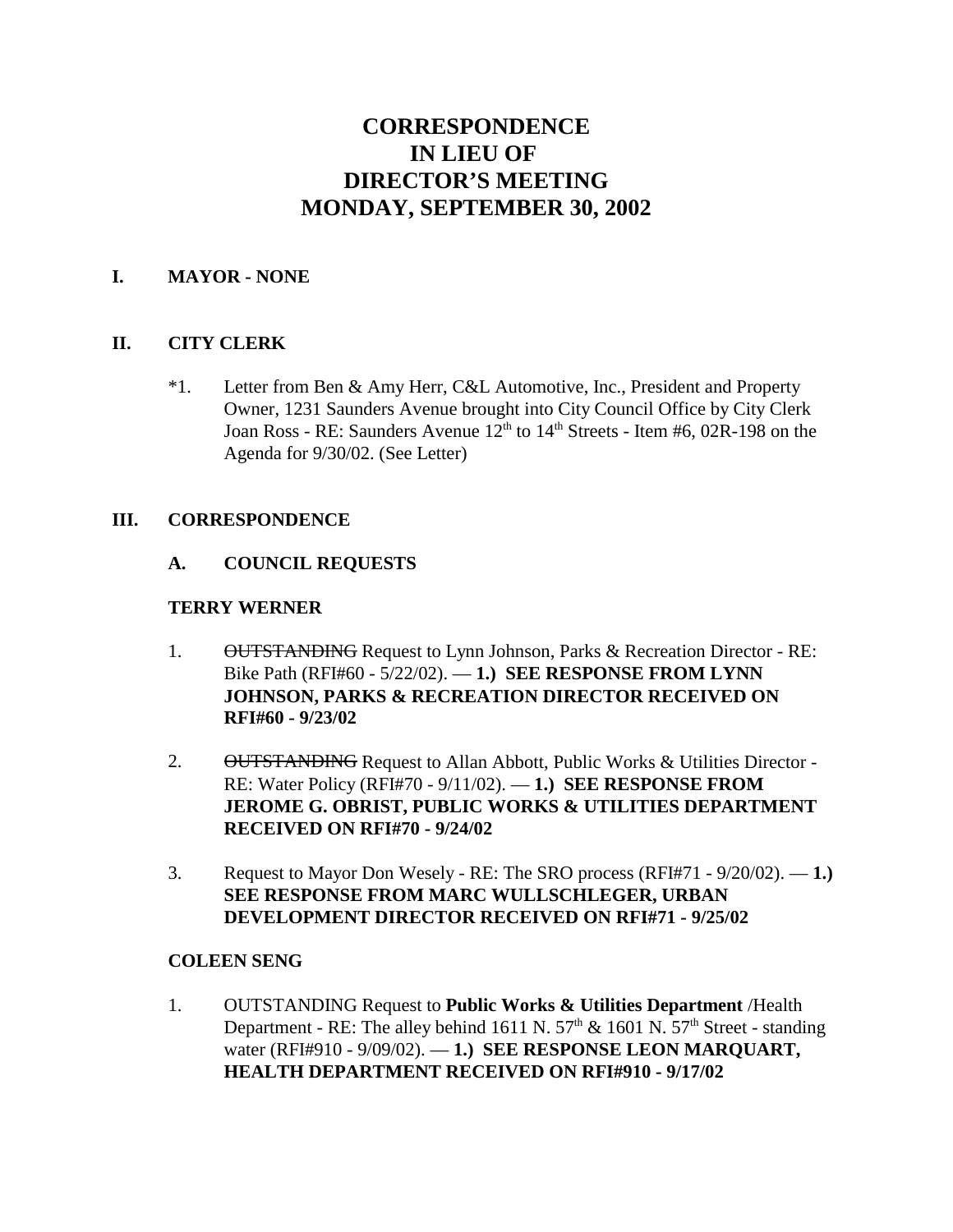# CORRESPONDENCE
# IN LIEU OF
# DIRECTOR'S MEETING
# MONDAY, SEPTEMBER 30, 2002

## I. MAYOR - NONE

## II. CITY CLERK

*1. Letter from Ben & Amy Herr, C&L Automotive, Inc., President and Property Owner, 1231 Saunders Avenue brought into City Council Office by City Clerk Joan Ross - RE: Saunders Avenue 12th to 14th Streets - Item #6, 02R-198 on the Agenda for 9/30/02. (See Letter)

## III. CORRESPONDENCE

### A. COUNCIL REQUESTS

**TERRY WERNER**

1. ~~OUTSTANDING~~ Request to Lynn Johnson, Parks & Recreation Director - RE: Bike Path (RFI#60 - 5/22/02). — **1.) SEE RESPONSE FROM LYNN JOHNSON, PARKS & RECREATION DIRECTOR RECEIVED ON RFI#60 - 9/23/02**

2. ~~OUTSTANDING~~ Request to Allan Abbott, Public Works & Utilities Director - RE: Water Policy (RFI#70 - 9/11/02). — **1.) SEE RESPONSE FROM JEROME G. OBRIST, PUBLIC WORKS & UTILITIES DEPARTMENT RECEIVED ON RFI#70 - 9/24/02**

3. Request to Mayor Don Wesely - RE: The SRO process (RFI#71 - 9/20/02). — **1.) SEE RESPONSE FROM MARC WULLSCHLEGER, URBAN DEVELOPMENT DIRECTOR RECEIVED ON RFI#71 - 9/25/02**

**COLEEN SENG**

1. OUTSTANDING Request to **Public Works & Utilities Department** /Health Department - RE: The alley behind 1611 N. 57th & 1601 N. 57th Street - standing water (RFI#910 - 9/09/02). — **1.) SEE RESPONSE LEON MARQUART, HEALTH DEPARTMENT RECEIVED ON RFI#910 - 9/17/02**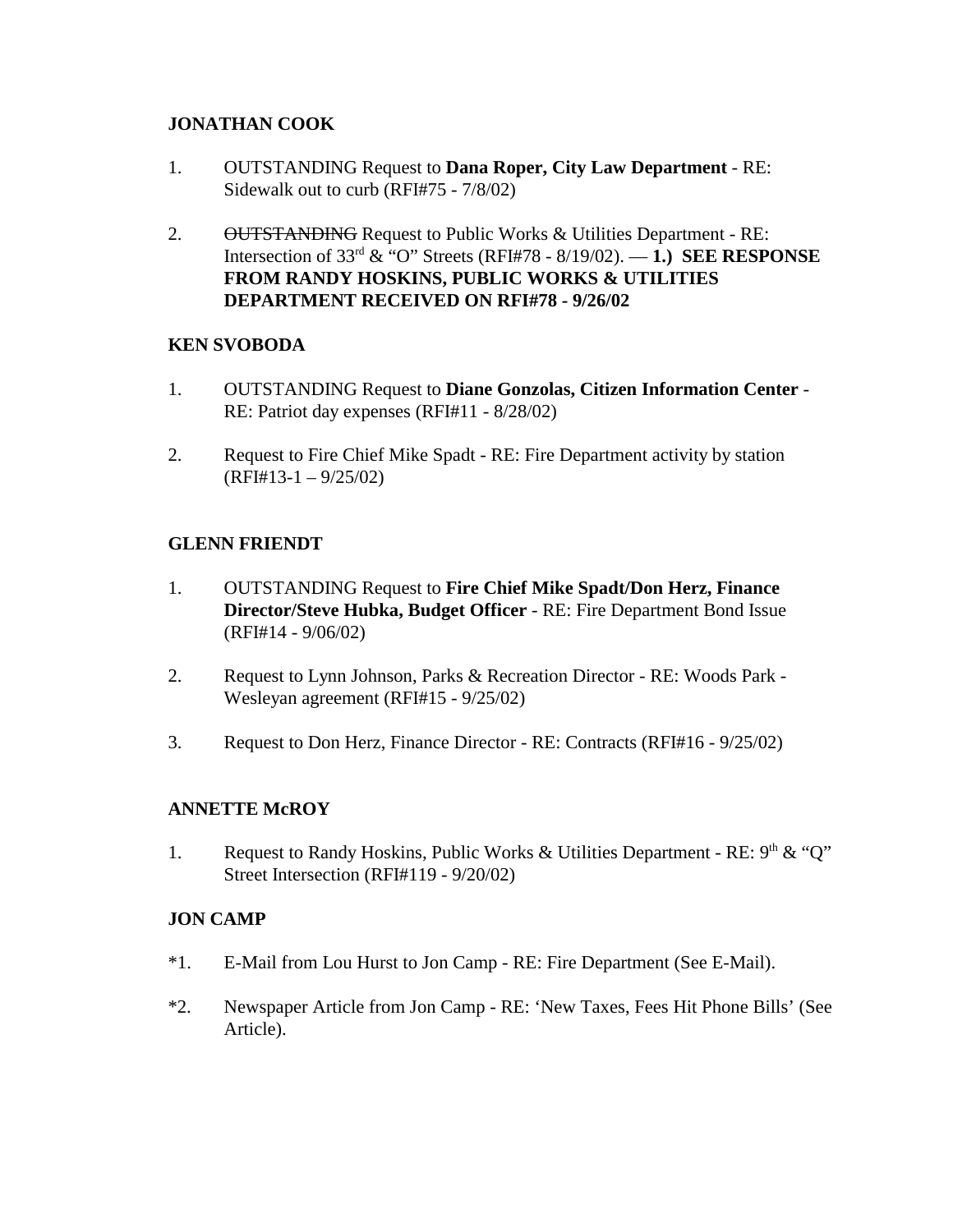**JONATHAN COOK**

1. OUTSTANDING Request to **Dana Roper, City Law Department** - RE: Sidewalk out to curb (RFI#75 - 7/8/02)

2. ~~OUTSTANDING~~ Request to Public Works & Utilities Department - RE: Intersection of 33rd & "O" Streets (RFI#78 - 8/19/02). — **1.) SEE RESPONSE FROM RANDY HOSKINS, PUBLIC WORKS & UTILITIES DEPARTMENT RECEIVED ON RFI#78 - 9/26/02**

**KEN SVOBODA**

1. OUTSTANDING Request to **Diane Gonzolas, Citizen Information Center** - RE: Patriot day expenses (RFI#11 - 8/28/02)

2. Request to Fire Chief Mike Spadt - RE: Fire Department activity by station (RFI#13-1 – 9/25/02)

**GLENN FRIENDT**

1. OUTSTANDING Request to **Fire Chief Mike Spadt/Don Herz, Finance Director/Steve Hubka, Budget Officer** - RE: Fire Department Bond Issue (RFI#14 - 9/06/02)

2. Request to Lynn Johnson, Parks & Recreation Director - RE: Woods Park - Wesleyan agreement (RFI#15 - 9/25/02)

3. Request to Don Herz, Finance Director - RE: Contracts (RFI#16 - 9/25/02)

**ANNETTE McROY**

1. Request to Randy Hoskins, Public Works & Utilities Department - RE: 9th & "Q" Street Intersection (RFI#119 - 9/20/02)

**JON CAMP**

*1. E-Mail from Lou Hurst to Jon Camp - RE: Fire Department (See E-Mail).

*2. Newspaper Article from Jon Camp - RE: 'New Taxes, Fees Hit Phone Bills' (See Article).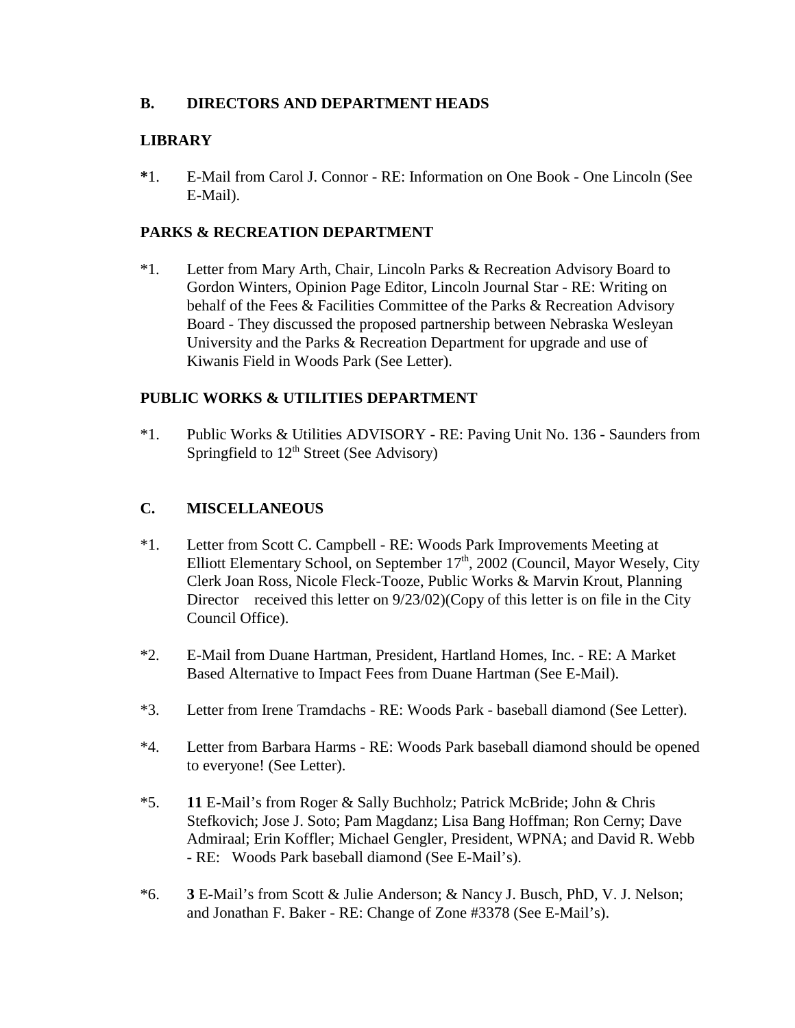## B. DIRECTORS AND DEPARTMENT HEADS

### LIBRARY

**\***1. E-Mail from Carol J. Connor - RE: Information on One Book - One Lincoln (See E-Mail).

### PARKS & RECREATION DEPARTMENT

*1. Letter from Mary Arth, Chair, Lincoln Parks & Recreation Advisory Board to Gordon Winters, Opinion Page Editor, Lincoln Journal Star - RE: Writing on behalf of the Fees & Facilities Committee of the Parks & Recreation Advisory Board - They discussed the proposed partnership between Nebraska Wesleyan University and the Parks & Recreation Department for upgrade and use of Kiwanis Field in Woods Park (See Letter).

### PUBLIC WORKS & UTILITIES DEPARTMENT

*1. Public Works & Utilities ADVISORY - RE: Paving Unit No. 136 - Saunders from Springfield to 12th Street (See Advisory)

## C. MISCELLANEOUS

*1. Letter from Scott C. Campbell - RE: Woods Park Improvements Meeting at Elliott Elementary School, on September 17th, 2002 (Council, Mayor Wesely, City Clerk Joan Ross, Nicole Fleck-Tooze, Public Works & Marvin Krout, Planning Director received this letter on 9/23/02)(Copy of this letter is on file in the City Council Office).

*2. E-Mail from Duane Hartman, President, Hartland Homes, Inc. - RE: A Market Based Alternative to Impact Fees from Duane Hartman (See E-Mail).

*3. Letter from Irene Tramdachs - RE: Woods Park - baseball diamond (See Letter).

*4. Letter from Barbara Harms - RE: Woods Park baseball diamond should be opened to everyone! (See Letter).

*5. **11** E-Mail's from Roger & Sally Buchholz; Patrick McBride; John & Chris Stefkovich; Jose J. Soto; Pam Magdanz; Lisa Bang Hoffman; Ron Cerny; Dave Admiraal; Erin Koffler; Michael Gengler, President, WPNA; and David R. Webb - RE: Woods Park baseball diamond (See E-Mail's).

*6. **3** E-Mail's from Scott & Julie Anderson; & Nancy J. Busch, PhD, V. J. Nelson; and Jonathan F. Baker - RE: Change of Zone #3378 (See E-Mail's).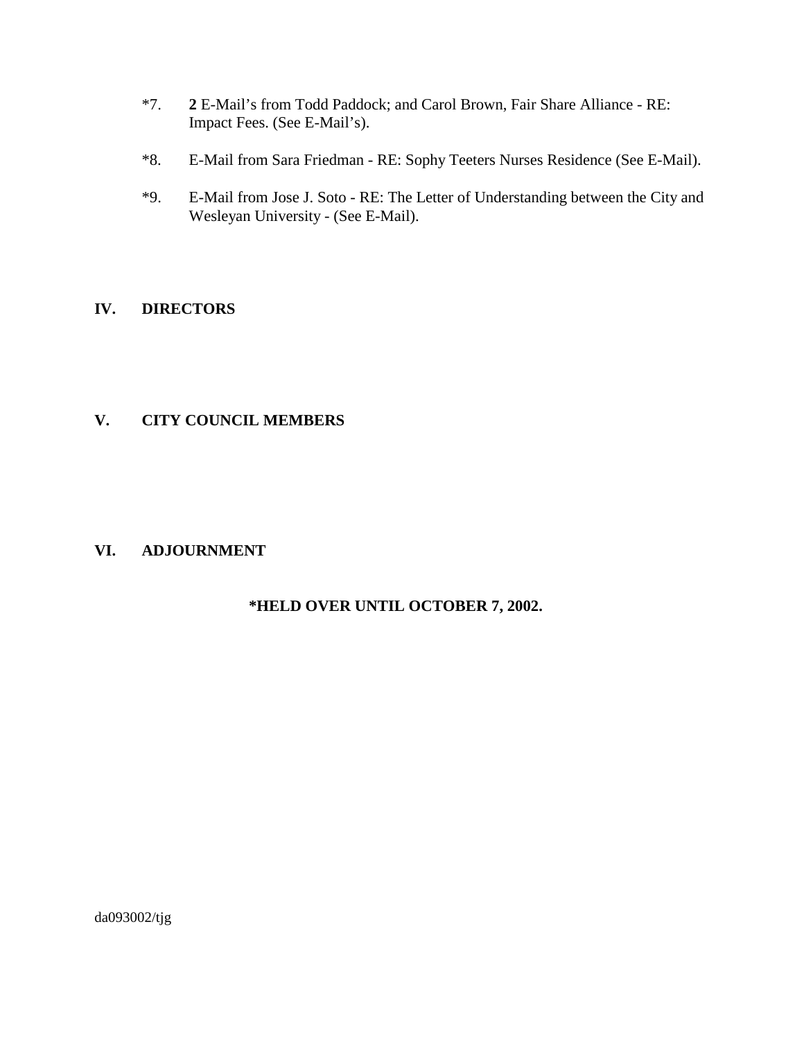*7. **2** E-Mail's from Todd Paddock; and Carol Brown, Fair Share Alliance - RE: Impact Fees. (See E-Mail's).

*8. E-Mail from Sara Friedman - RE: Sophy Teeters Nurses Residence (See E-Mail).

*9. E-Mail from Jose J. Soto - RE: The Letter of Understanding between the City and Wesleyan University - (See E-Mail).

## IV. DIRECTORS

## V. CITY COUNCIL MEMBERS

## VI. ADJOURNMENT

**\*HELD OVER UNTIL OCTOBER 7, 2002.**

da093002/tjg